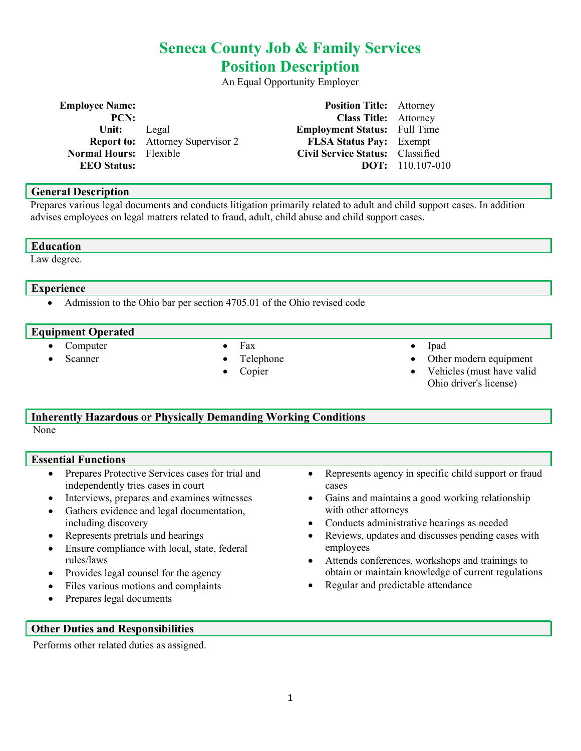# Seneca County Job & Family Services
# Position Description

An Equal Opportunity Employer

| | | | |
|---|---|---|---|
| **Employee Name:** | | **Position Title:** | Attorney |
| **PCN:** | | **Class Title:** | Attorney |
| **Unit:** | Legal | **Employment Status:** | Full Time |
| **Report to:** | Attorney Supervisor 2 | **FLSA Status Pay:** | Exempt |
| **Normal Hours:** | Flexible | **Civil Service Status:** | Classified |
| **EEO Status:** | | **DOT:** | 110.107-010 |

## General Description

Prepares various legal documents and conducts litigation primarily related to adult and child support cases. In addition advises employees on legal matters related to fraud, adult, child abuse and child support cases.

## Education

Law degree.

## Experience

- Admission to the Ohio bar per section 4705.01 of the Ohio revised code

## Equipment Operated

- Computer
- Scanner
- Fax
- Telephone
- Copier
- Ipad
- Other modern equipment
- Vehicles (must have valid Ohio driver's license)

## Inherently Hazardous or Physically Demanding Working Conditions

None

## Essential Functions

- Prepares Protective Services cases for trial and independently tries cases in court
- Interviews, prepares and examines witnesses
- Gathers evidence and legal documentation, including discovery
- Represents pretrials and hearings
- Ensure compliance with local, state, federal rules/laws
- Provides legal counsel for the agency
- Files various motions and complaints
- Prepares legal documents
- Represents agency in specific child support or fraud cases
- Gains and maintains a good working relationship with other attorneys
- Conducts administrative hearings as needed
- Reviews, updates and discusses pending cases with employees
- Attends conferences, workshops and trainings to obtain or maintain knowledge of current regulations
- Regular and predictable attendance

## Other Duties and Responsibilities

Performs other related duties as assigned.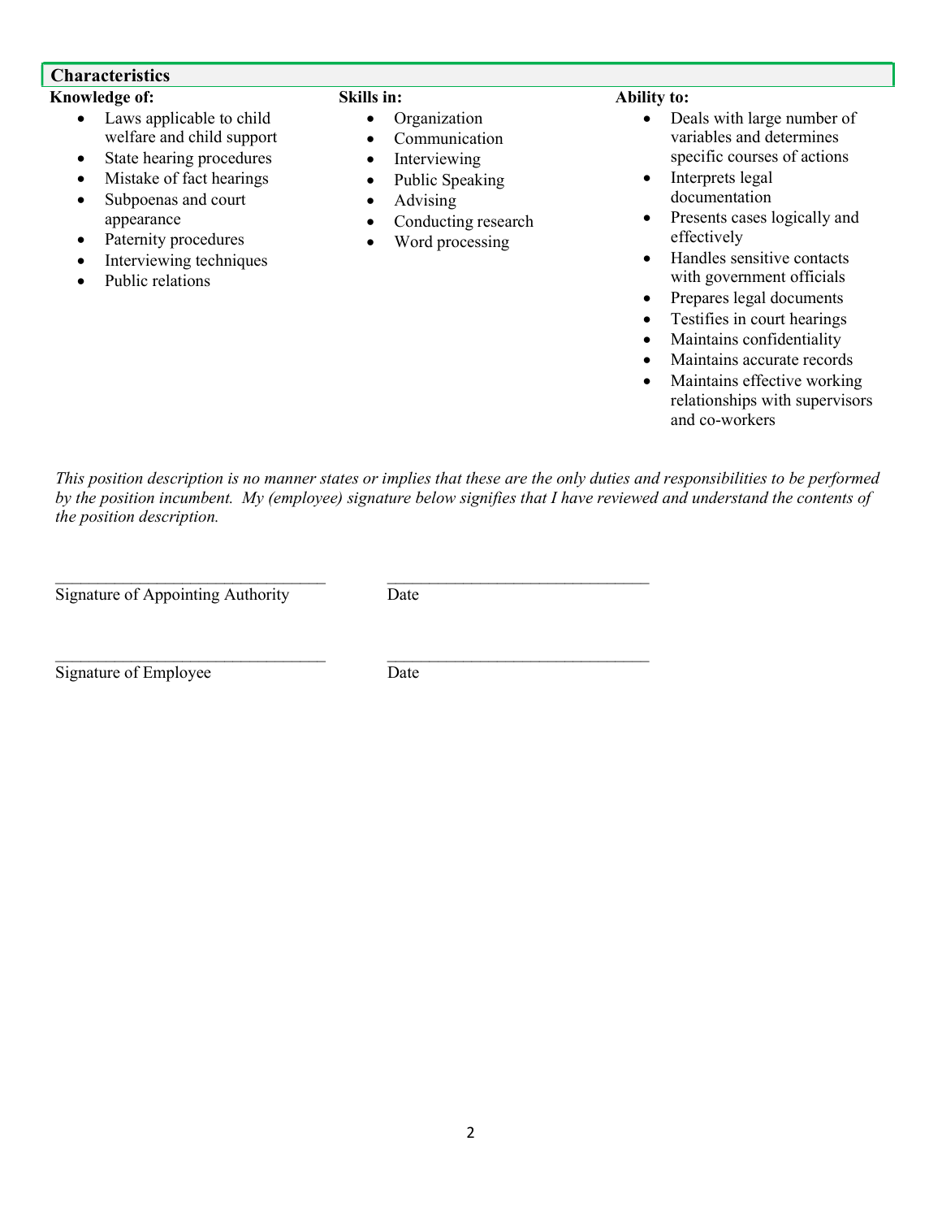## Characteristics

**Knowledge of:**

- Laws applicable to child welfare and child support
- State hearing procedures
- Mistake of fact hearings
- Subpoenas and court appearance
- Paternity procedures
- Interviewing techniques
- Public relations

**Skills in:**

- Organization
- Communication
- Interviewing
- Public Speaking
- Advising
- Conducting research
- Word processing

**Ability to:**

- Deals with large number of variables and determines specific courses of actions
- Interprets legal documentation
- Presents cases logically and effectively
- Handles sensitive contacts with government officials
- Prepares legal documents
- Testifies in court hearings
- Maintains confidentiality
- Maintains accurate records
- Maintains effective working relationships with supervisors and co-workers

*This position description is no manner states or implies that these are the only duties and responsibilities to be performed by the position incumbent. My (employee) signature below signifies that I have reviewed and understand the contents of the position description.*

_________________________________ _______________________________

Signature of Appointing Authority Date

_________________________________ _______________________________

Signature of Employee Date